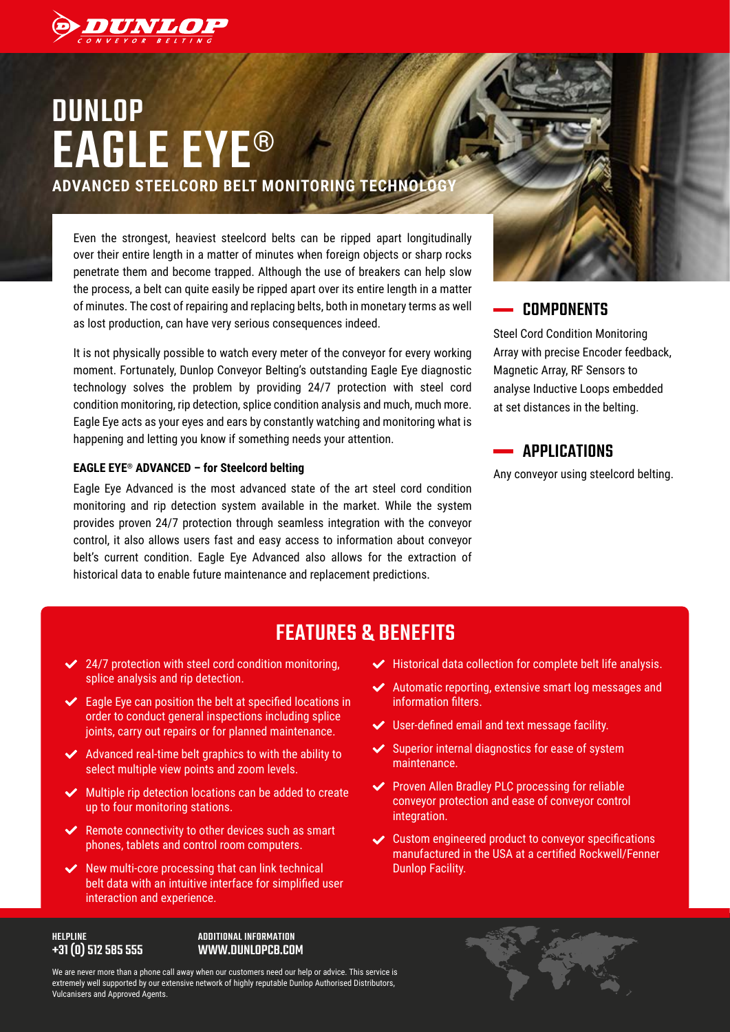# DUNLOP EAGLE EYE®

## ADVANCED STEELCORD BELT MONITORING TECHNOLOGY

Even the strongest, heaviest steelcord belts can be ripped apart longitudinally over their entire length in a matter of minutes when foreign objects or sharp rocks penetrate them and become trapped. Although the use of breakers can help slow the process, a belt can quite easily be ripped apart over its entire length in a matter of minutes. The cost of repairing and replacing belts, both in monetary terms as well as lost production, can have very serious consequences indeed.

It is not physically possible to watch every meter of the conveyor for every working moment. Fortunately, Dunlop Conveyor Belting's outstanding Eagle Eye diagnostic technology solves the problem by providing 24/7 protection with steel cord condition monitoring, rip detection, splice condition analysis and much, much more. Eagle Eye acts as your eyes and ears by constantly watching and monitoring what is happening and letting you know if something needs your attention.

**EAGLE EYE® ADVANCED – for Steelcord belting**

Eagle Eye Advanced is the most advanced state of the art steel cord condition monitoring and rip detection system available in the market. While the system provides proven 24/7 protection through seamless integration with the conveyor control, it also allows users fast and easy access to information about conveyor belt's current condition. Eagle Eye Advanced also allows for the extraction of historical data to enable future maintenance and replacement predictions.

## COMPONENTS

Steel Cord Condition Monitoring Array with precise Encoder feedback, Magnetic Array, RF Sensors to analyse Inductive Loops embedded at set distances in the belting.

## APPLICATIONS

Any conveyor using steelcord belting.

## FEATURES & BENEFITS

- 24/7 protection with steel cord condition monitoring, splice analysis and rip detection.
- Eagle Eye can position the belt at specified locations in order to conduct general inspections including splice joints, carry out repairs or for planned maintenance.
- Advanced real-time belt graphics to with the ability to select multiple view points and zoom levels.
- Multiple rip detection locations can be added to create up to four monitoring stations.
- Remote connectivity to other devices such as smart phones, tablets and control room computers.
- New multi-core processing that can link technical belt data with an intuitive interface for simplified user interaction and experience.
- Historical data collection for complete belt life analysis.
- Automatic reporting, extensive smart log messages and information filters.
- User-defined email and text message facility.
- Superior internal diagnostics for ease of system maintenance.
- Proven Allen Bradley PLC processing for reliable conveyor protection and ease of conveyor control integration.
- Custom engineered product to conveyor specifications manufactured in the USA at a certified Rockwell/Fenner Dunlop Facility.

**HELPLINE**
**+31 (0) 512 585 555**

**ADDITIONAL INFORMATION**
**WWW.DUNLOPCB.COM**

We are never more than a phone call away when our customers need our help or advice. This service is extremely well supported by our extensive network of highly reputable Dunlop Authorised Distributors, Vulcanisers and Approved Agents.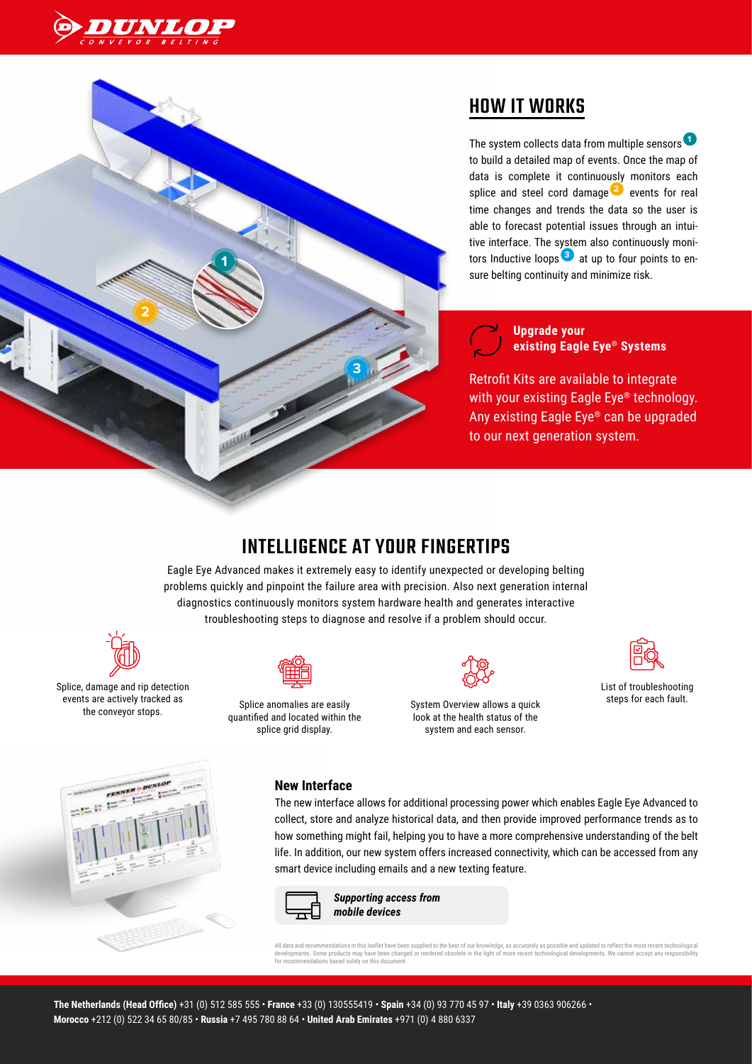## HOW IT WORKS

The system collects data from multiple sensors 1 to build a detailed map of events. Once the map of data is complete it continuously monitors each splice and steel cord damage 2 events for real time changes and trends the data so the user is able to forecast potential issues through an intuitive interface. The system also continuously monitors Inductive loops 3 at up to four points to ensure belting continuity and minimize risk.

**Upgrade your existing Eagle Eye® Systems**

Retrofit Kits are available to integrate with your existing Eagle Eye® technology. Any existing Eagle Eye® can be upgraded to our next generation system.

## INTELLIGENCE AT YOUR FINGERTIPS

Eagle Eye Advanced makes it extremely easy to identify unexpected or developing belting problems quickly and pinpoint the failure area with precision. Also next generation internal diagnostics continuously monitors system hardware health and generates interactive troubleshooting steps to diagnose and resolve if a problem should occur.

Splice, damage and rip detection events are actively tracked as the conveyor stops.

Splice anomalies are easily quantified and located within the splice grid display.

System Overview allows a quick look at the health status of the system and each sensor.

List of troubleshooting steps for each fault.

### New Interface

The new interface allows for additional processing power which enables Eagle Eye Advanced to collect, store and analyze historical data, and then provide improved performance trends as to how something might fail, helping you to have a more comprehensive understanding of the belt life. In addition, our new system offers increased connectivity, which can be accessed from any smart device including emails and a new texting feature.

***Supporting access from mobile devices***

All data and recommendations in this leaflet have been supplied to the best of our knowledge, as accurately as possible and updated to reflect the most recent technological developments. Some products may have been changed or rendered obsolete in the light of more recent technological developments. We cannot accept any responsibility for recommendations based solely on this document.

**The Netherlands (Head Office)** +31 (0) 512 585 555 • **France** +33 (0) 130555419 • **Spain** +34 (0) 93 770 45 97 • **Italy** +39 0363 906266 • **Morocco** +212 (0) 522 34 65 80/85 • **Russia** +7 495 780 88 64 • **United Arab Emirates** +971 (0) 4 880 6337